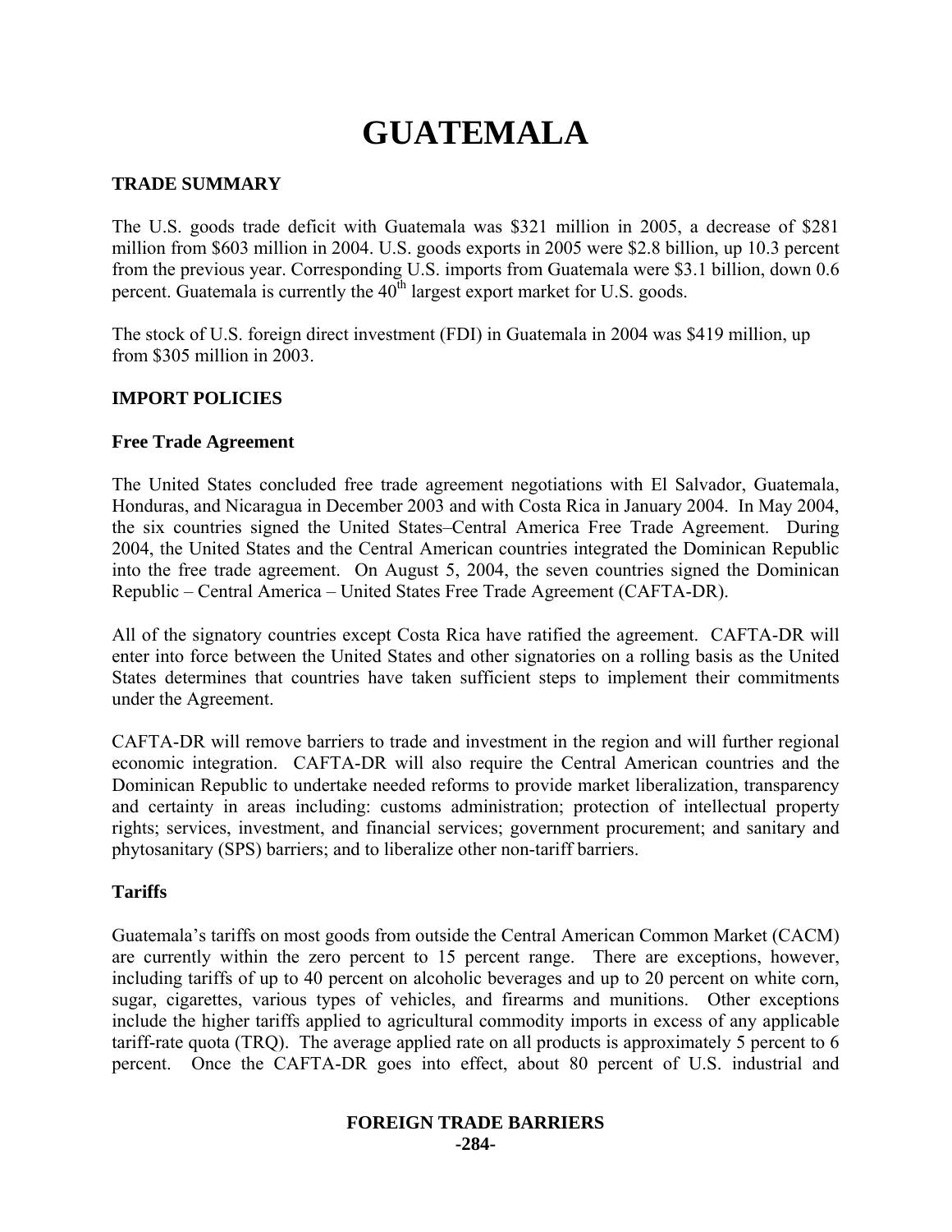# GUATEMALA

## TRADE SUMMARY

The U.S. goods trade deficit with Guatemala was $321 million in 2005, a decrease of $281 million from $603 million in 2004. U.S. goods exports in 2005 were $2.8 billion, up 10.3 percent from the previous year. Corresponding U.S. imports from Guatemala were $3.1 billion, down 0.6 percent. Guatemala is currently the 40th largest export market for U.S. goods.

The stock of U.S. foreign direct investment (FDI) in Guatemala in 2004 was $419 million, up from $305 million in 2003.

## IMPORT POLICIES

### Free Trade Agreement

The United States concluded free trade agreement negotiations with El Salvador, Guatemala, Honduras, and Nicaragua in December 2003 and with Costa Rica in January 2004. In May 2004, the six countries signed the United States–Central America Free Trade Agreement. During 2004, the United States and the Central American countries integrated the Dominican Republic into the free trade agreement. On August 5, 2004, the seven countries signed the Dominican Republic – Central America – United States Free Trade Agreement (CAFTA-DR).

All of the signatory countries except Costa Rica have ratified the agreement. CAFTA-DR will enter into force between the United States and other signatories on a rolling basis as the United States determines that countries have taken sufficient steps to implement their commitments under the Agreement.

CAFTA-DR will remove barriers to trade and investment in the region and will further regional economic integration. CAFTA-DR will also require the Central American countries and the Dominican Republic to undertake needed reforms to provide market liberalization, transparency and certainty in areas including: customs administration; protection of intellectual property rights; services, investment, and financial services; government procurement; and sanitary and phytosanitary (SPS) barriers; and to liberalize other non-tariff barriers.

### Tariffs

Guatemala's tariffs on most goods from outside the Central American Common Market (CACM) are currently within the zero percent to 15 percent range. There are exceptions, however, including tariffs of up to 40 percent on alcoholic beverages and up to 20 percent on white corn, sugar, cigarettes, various types of vehicles, and firearms and munitions. Other exceptions include the higher tariffs applied to agricultural commodity imports in excess of any applicable tariff-rate quota (TRQ). The average applied rate on all products is approximately 5 percent to 6 percent. Once the CAFTA-DR goes into effect, about 80 percent of U.S. industrial and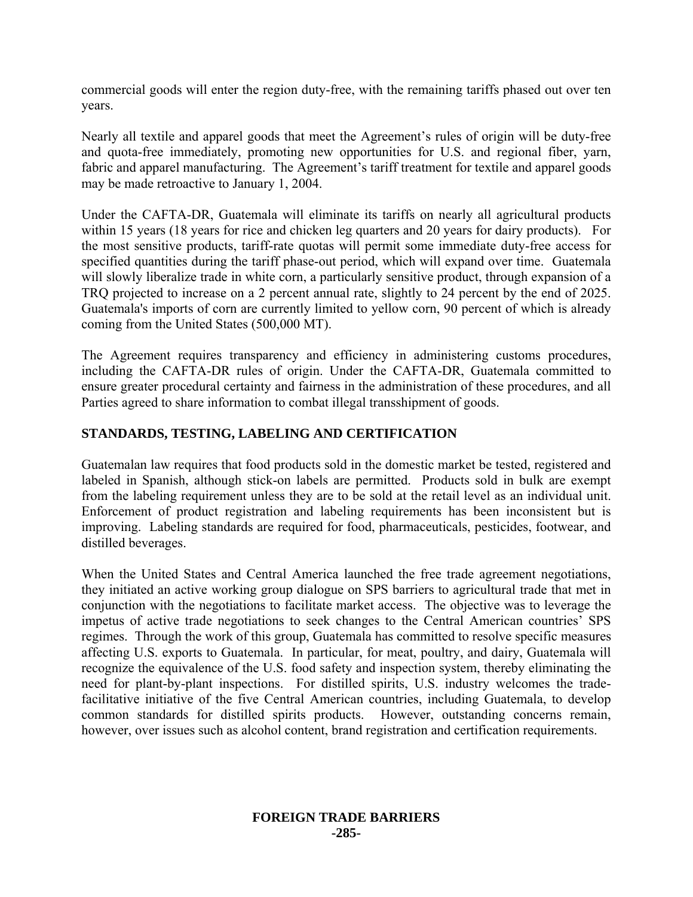commercial goods will enter the region duty-free, with the remaining tariffs phased out over ten years.

Nearly all textile and apparel goods that meet the Agreement's rules of origin will be duty-free and quota-free immediately, promoting new opportunities for U.S. and regional fiber, yarn, fabric and apparel manufacturing. The Agreement's tariff treatment for textile and apparel goods may be made retroactive to January 1, 2004.

Under the CAFTA-DR, Guatemala will eliminate its tariffs on nearly all agricultural products within 15 years (18 years for rice and chicken leg quarters and 20 years for dairy products). For the most sensitive products, tariff-rate quotas will permit some immediate duty-free access for specified quantities during the tariff phase-out period, which will expand over time. Guatemala will slowly liberalize trade in white corn, a particularly sensitive product, through expansion of a TRQ projected to increase on a 2 percent annual rate, slightly to 24 percent by the end of 2025. Guatemala's imports of corn are currently limited to yellow corn, 90 percent of which is already coming from the United States (500,000 MT).

The Agreement requires transparency and efficiency in administering customs procedures, including the CAFTA-DR rules of origin. Under the CAFTA-DR, Guatemala committed to ensure greater procedural certainty and fairness in the administration of these procedures, and all Parties agreed to share information to combat illegal transshipment of goods.

## STANDARDS, TESTING, LABELING AND CERTIFICATION

Guatemalan law requires that food products sold in the domestic market be tested, registered and labeled in Spanish, although stick-on labels are permitted. Products sold in bulk are exempt from the labeling requirement unless they are to be sold at the retail level as an individual unit. Enforcement of product registration and labeling requirements has been inconsistent but is improving. Labeling standards are required for food, pharmaceuticals, pesticides, footwear, and distilled beverages.

When the United States and Central America launched the free trade agreement negotiations, they initiated an active working group dialogue on SPS barriers to agricultural trade that met in conjunction with the negotiations to facilitate market access. The objective was to leverage the impetus of active trade negotiations to seek changes to the Central American countries' SPS regimes. Through the work of this group, Guatemala has committed to resolve specific measures affecting U.S. exports to Guatemala. In particular, for meat, poultry, and dairy, Guatemala will recognize the equivalence of the U.S. food safety and inspection system, thereby eliminating the need for plant-by-plant inspections. For distilled spirits, U.S. industry welcomes the trade-facilitative initiative of the five Central American countries, including Guatemala, to develop common standards for distilled spirits products. However, outstanding concerns remain, however, over issues such as alcohol content, brand registration and certification requirements.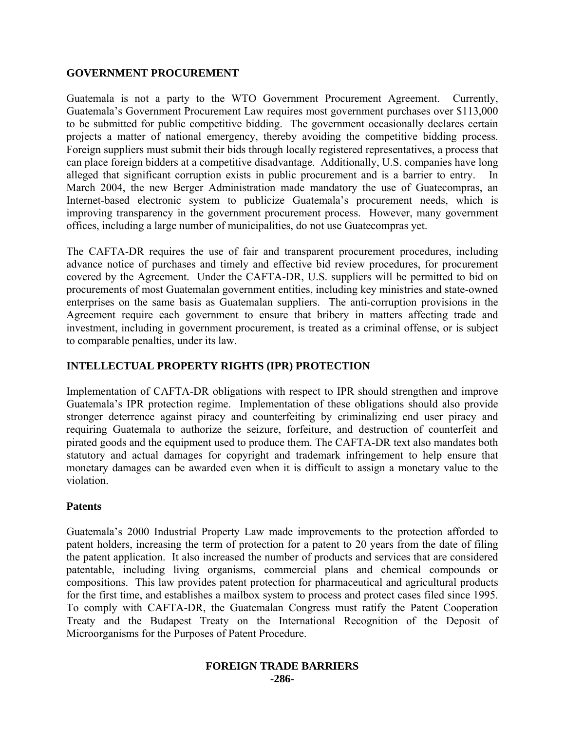## GOVERNMENT PROCUREMENT

Guatemala is not a party to the WTO Government Procurement Agreement. Currently, Guatemala's Government Procurement Law requires most government purchases over $113,000 to be submitted for public competitive bidding. The government occasionally declares certain projects a matter of national emergency, thereby avoiding the competitive bidding process. Foreign suppliers must submit their bids through locally registered representatives, a process that can place foreign bidders at a competitive disadvantage. Additionally, U.S. companies have long alleged that significant corruption exists in public procurement and is a barrier to entry. In March 2004, the new Berger Administration made mandatory the use of Guatecompras, an Internet-based electronic system to publicize Guatemala's procurement needs, which is improving transparency in the government procurement process. However, many government offices, including a large number of municipalities, do not use Guatecompras yet.

The CAFTA-DR requires the use of fair and transparent procurement procedures, including advance notice of purchases and timely and effective bid review procedures, for procurement covered by the Agreement. Under the CAFTA-DR, U.S. suppliers will be permitted to bid on procurements of most Guatemalan government entities, including key ministries and state-owned enterprises on the same basis as Guatemalan suppliers. The anti-corruption provisions in the Agreement require each government to ensure that bribery in matters affecting trade and investment, including in government procurement, is treated as a criminal offense, or is subject to comparable penalties, under its law.

## INTELLECTUAL PROPERTY RIGHTS (IPR) PROTECTION

Implementation of CAFTA-DR obligations with respect to IPR should strengthen and improve Guatemala's IPR protection regime. Implementation of these obligations should also provide stronger deterrence against piracy and counterfeiting by criminalizing end user piracy and requiring Guatemala to authorize the seizure, forfeiture, and destruction of counterfeit and pirated goods and the equipment used to produce them. The CAFTA-DR text also mandates both statutory and actual damages for copyright and trademark infringement to help ensure that monetary damages can be awarded even when it is difficult to assign a monetary value to the violation.

### Patents

Guatemala's 2000 Industrial Property Law made improvements to the protection afforded to patent holders, increasing the term of protection for a patent to 20 years from the date of filing the patent application. It also increased the number of products and services that are considered patentable, including living organisms, commercial plans and chemical compounds or compositions. This law provides patent protection for pharmaceutical and agricultural products for the first time, and establishes a mailbox system to process and protect cases filed since 1995. To comply with CAFTA-DR, the Guatemalan Congress must ratify the Patent Cooperation Treaty and the Budapest Treaty on the International Recognition of the Deposit of Microorganisms for the Purposes of Patent Procedure.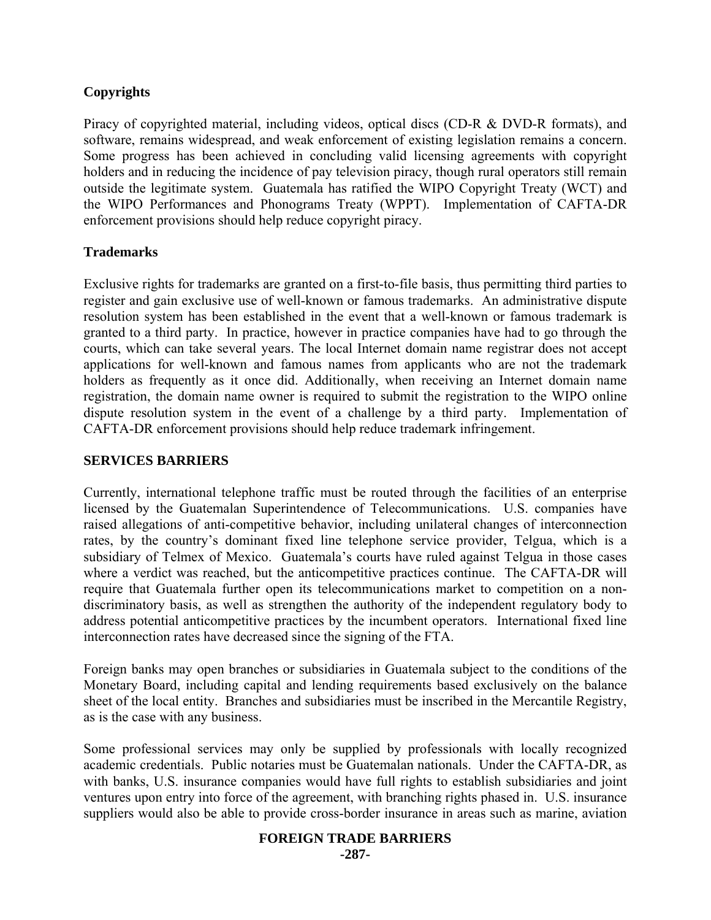### Copyrights

Piracy of copyrighted material, including videos, optical discs (CD-R & DVD-R formats), and software, remains widespread, and weak enforcement of existing legislation remains a concern. Some progress has been achieved in concluding valid licensing agreements with copyright holders and in reducing the incidence of pay television piracy, though rural operators still remain outside the legitimate system. Guatemala has ratified the WIPO Copyright Treaty (WCT) and the WIPO Performances and Phonograms Treaty (WPPT). Implementation of CAFTA-DR enforcement provisions should help reduce copyright piracy.

### Trademarks

Exclusive rights for trademarks are granted on a first-to-file basis, thus permitting third parties to register and gain exclusive use of well-known or famous trademarks. An administrative dispute resolution system has been established in the event that a well-known or famous trademark is granted to a third party. In practice, however in practice companies have had to go through the courts, which can take several years. The local Internet domain name registrar does not accept applications for well-known and famous names from applicants who are not the trademark holders as frequently as it once did. Additionally, when receiving an Internet domain name registration, the domain name owner is required to submit the registration to the WIPO online dispute resolution system in the event of a challenge by a third party. Implementation of CAFTA-DR enforcement provisions should help reduce trademark infringement.

## SERVICES BARRIERS

Currently, international telephone traffic must be routed through the facilities of an enterprise licensed by the Guatemalan Superintendence of Telecommunications. U.S. companies have raised allegations of anti-competitive behavior, including unilateral changes of interconnection rates, by the country's dominant fixed line telephone service provider, Telgua, which is a subsidiary of Telmex of Mexico. Guatemala's courts have ruled against Telgua in those cases where a verdict was reached, but the anticompetitive practices continue. The CAFTA-DR will require that Guatemala further open its telecommunications market to competition on a non-discriminatory basis, as well as strengthen the authority of the independent regulatory body to address potential anticompetitive practices by the incumbent operators. International fixed line interconnection rates have decreased since the signing of the FTA.

Foreign banks may open branches or subsidiaries in Guatemala subject to the conditions of the Monetary Board, including capital and lending requirements based exclusively on the balance sheet of the local entity. Branches and subsidiaries must be inscribed in the Mercantile Registry, as is the case with any business.

Some professional services may only be supplied by professionals with locally recognized academic credentials. Public notaries must be Guatemalan nationals. Under the CAFTA-DR, as with banks, U.S. insurance companies would have full rights to establish subsidiaries and joint ventures upon entry into force of the agreement, with branching rights phased in. U.S. insurance suppliers would also be able to provide cross-border insurance in areas such as marine, aviation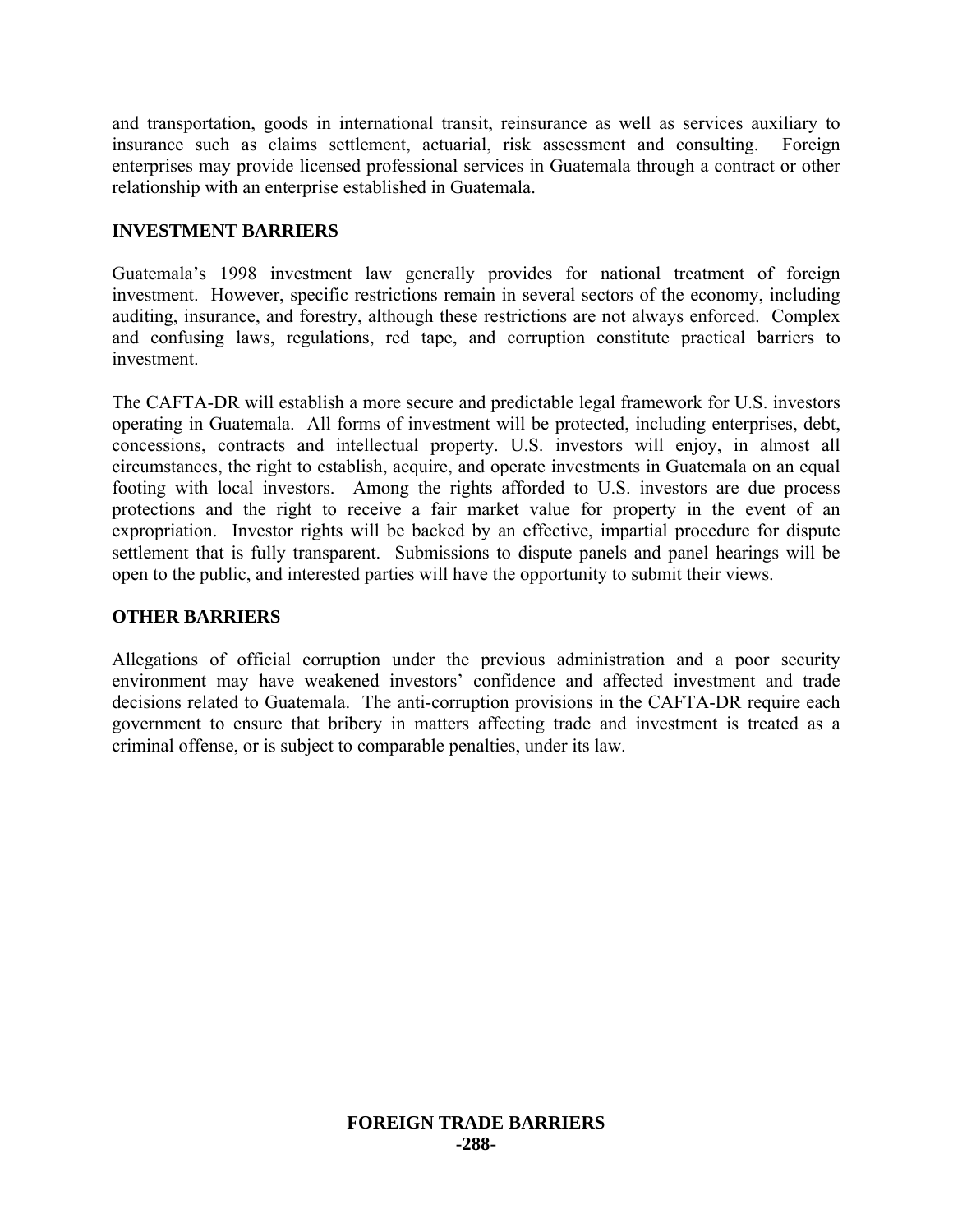and transportation, goods in international transit, reinsurance as well as services auxiliary to insurance such as claims settlement, actuarial, risk assessment and consulting. Foreign enterprises may provide licensed professional services in Guatemala through a contract or other relationship with an enterprise established in Guatemala.

## INVESTMENT BARRIERS

Guatemala's 1998 investment law generally provides for national treatment of foreign investment. However, specific restrictions remain in several sectors of the economy, including auditing, insurance, and forestry, although these restrictions are not always enforced. Complex and confusing laws, regulations, red tape, and corruption constitute practical barriers to investment.

The CAFTA-DR will establish a more secure and predictable legal framework for U.S. investors operating in Guatemala. All forms of investment will be protected, including enterprises, debt, concessions, contracts and intellectual property. U.S. investors will enjoy, in almost all circumstances, the right to establish, acquire, and operate investments in Guatemala on an equal footing with local investors. Among the rights afforded to U.S. investors are due process protections and the right to receive a fair market value for property in the event of an expropriation. Investor rights will be backed by an effective, impartial procedure for dispute settlement that is fully transparent. Submissions to dispute panels and panel hearings will be open to the public, and interested parties will have the opportunity to submit their views.

## OTHER BARRIERS

Allegations of official corruption under the previous administration and a poor security environment may have weakened investors' confidence and affected investment and trade decisions related to Guatemala. The anti-corruption provisions in the CAFTA-DR require each government to ensure that bribery in matters affecting trade and investment is treated as a criminal offense, or is subject to comparable penalties, under its law.